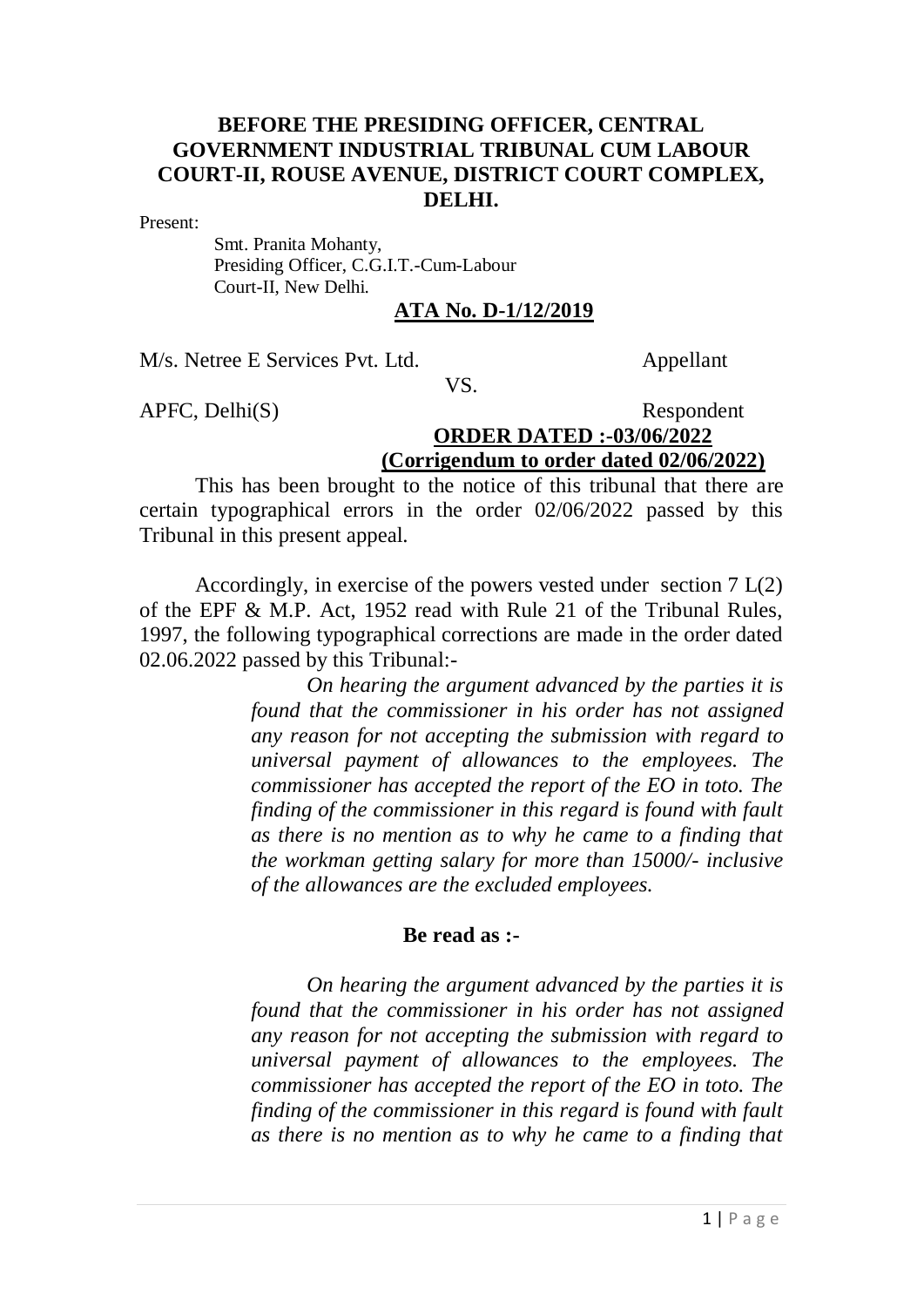# BEFORE THE PRESIDING OFFICER, CENTRAL GOVERNMENT INDUSTRIAL TRIBUNAL CUM LABOUR COURT-II, ROUSE AVENUE, DISTRICT COURT COMPLEX, DELHI.

Present:

Smt. Pranita Mohanty,
Presiding Officer, C.G.I.T.-Cum-Labour
Court-II, New Delhi.

**ATA No. D-1/12/2019**

M/s. Netree E Services Pvt. Ltd. Appellant

VS.

APFC, Delhi(S) Respondent

**ORDER DATED :-03/06/2022**
**(Corrigendum to order dated 02/06/2022)**

This has been brought to the notice of this tribunal that there are certain typographical errors in the order 02/06/2022 passed by this Tribunal in this present appeal.

Accordingly, in exercise of the powers vested under section 7 L(2) of the EPF & M.P. Act, 1952 read with Rule 21 of the Tribunal Rules, 1997, the following typographical corrections are made in the order dated 02.06.2022 passed by this Tribunal:-

*On hearing the argument advanced by the parties it is found that the commissioner in his order has not assigned any reason for not accepting the submission with regard to universal payment of allowances to the employees. The commissioner has accepted the report of the EO in toto. The finding of the commissioner in this regard is found with fault as there is no mention as to why he came to a finding that the workman getting salary for more than 15000/- inclusive of the allowances are the excluded employees.*

**Be read as :-**

*On hearing the argument advanced by the parties it is found that the commissioner in his order has not assigned any reason for not accepting the submission with regard to universal payment of allowances to the employees. The commissioner has accepted the report of the EO in toto. The finding of the commissioner in this regard is found with fault as there is no mention as to why he came to a finding that*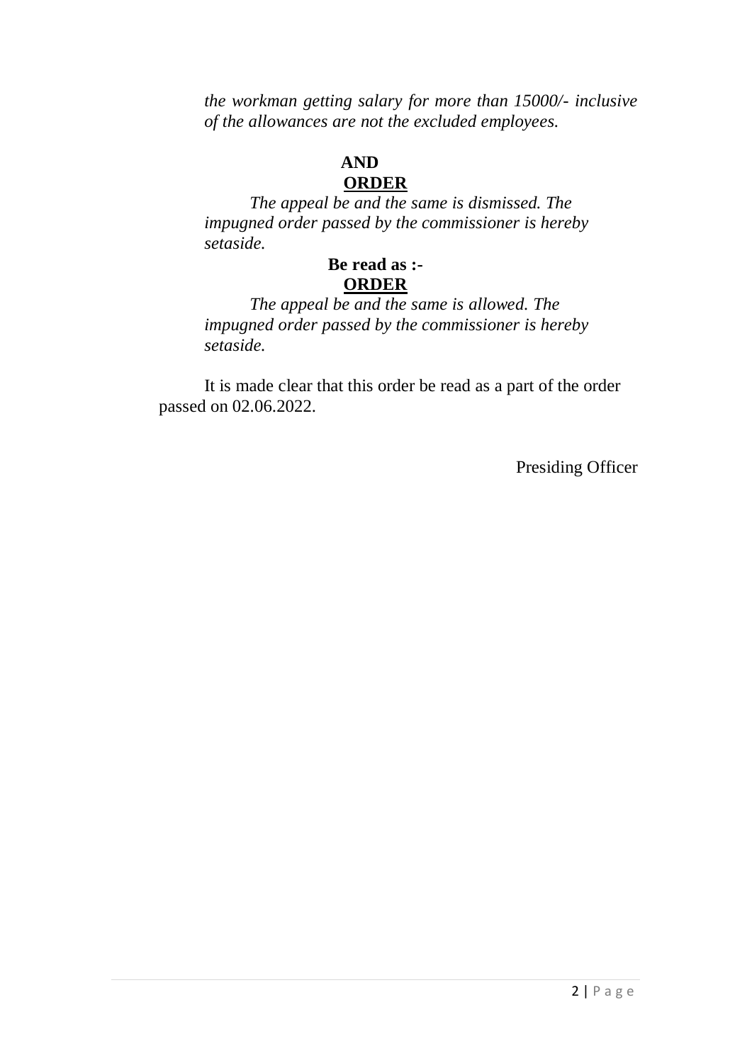*the workman getting salary for more than 15000/- inclusive of the allowances are not the excluded employees.*

**AND**

**<u>ORDER</u>**

*The appeal be and the same is dismissed. The impugned order passed by the commissioner is hereby setaside.*

**Be read as :-**

**<u>ORDER</u>**

*The appeal be and the same is allowed. The impugned order passed by the commissioner is hereby setaside.*

It is made clear that this order be read as a part of the order passed on 02.06.2022.

Presiding Officer